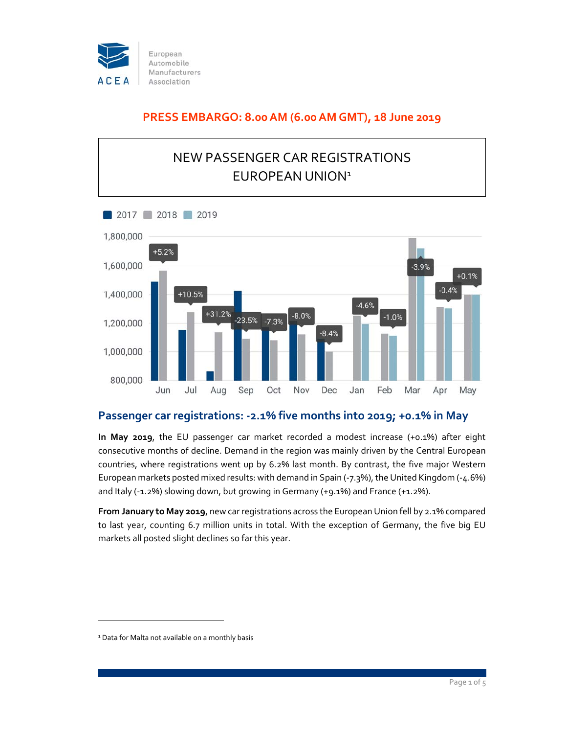European Automobile Manufacturers Association

ACEA

**PRESS EMBARGO: 8.00 AM (6.00 AM GMT), 18 June 2019**

# NEW PASSENGER CAR REGISTRATIONS EUROPEAN UNION[1]

2017 2018 2019

1,800,000
1,600,000
1,400,000
1,200,000
1,000,000
800,000

+5.2% +10.5% +31.2% -23.5% -7.3% -8.0% -8.4% -4.6% -1.0% -3.9% -0.4% +0.1%

Jun Jul Aug Sep Oct Nov Dec Jan Feb Mar Apr May

## Passenger car registrations: -2.1% five months into 2019; +0.1% in May

**In May 2019**, the EU passenger car market recorded a modest increase (+0.1%) after eight consecutive months of decline. Demand in the region was mainly driven by the Central European countries, where registrations went up by 6.2% last month. By contrast, the five major Western European markets posted mixed results: with demand in Spain (-7.3%), the United Kingdom (-4.6%) and Italy (-1.2%) slowing down, but growing in Germany (+9.1%) and France (+1.2%).

**From January to May 2019**, new car registrations across the European Union fell by 2.1% compared to last year, counting 6.7 million units in total. With the exception of Germany, the five big EU markets all posted slight declines so far this year.

[1] Data for Malta not available on a monthly basis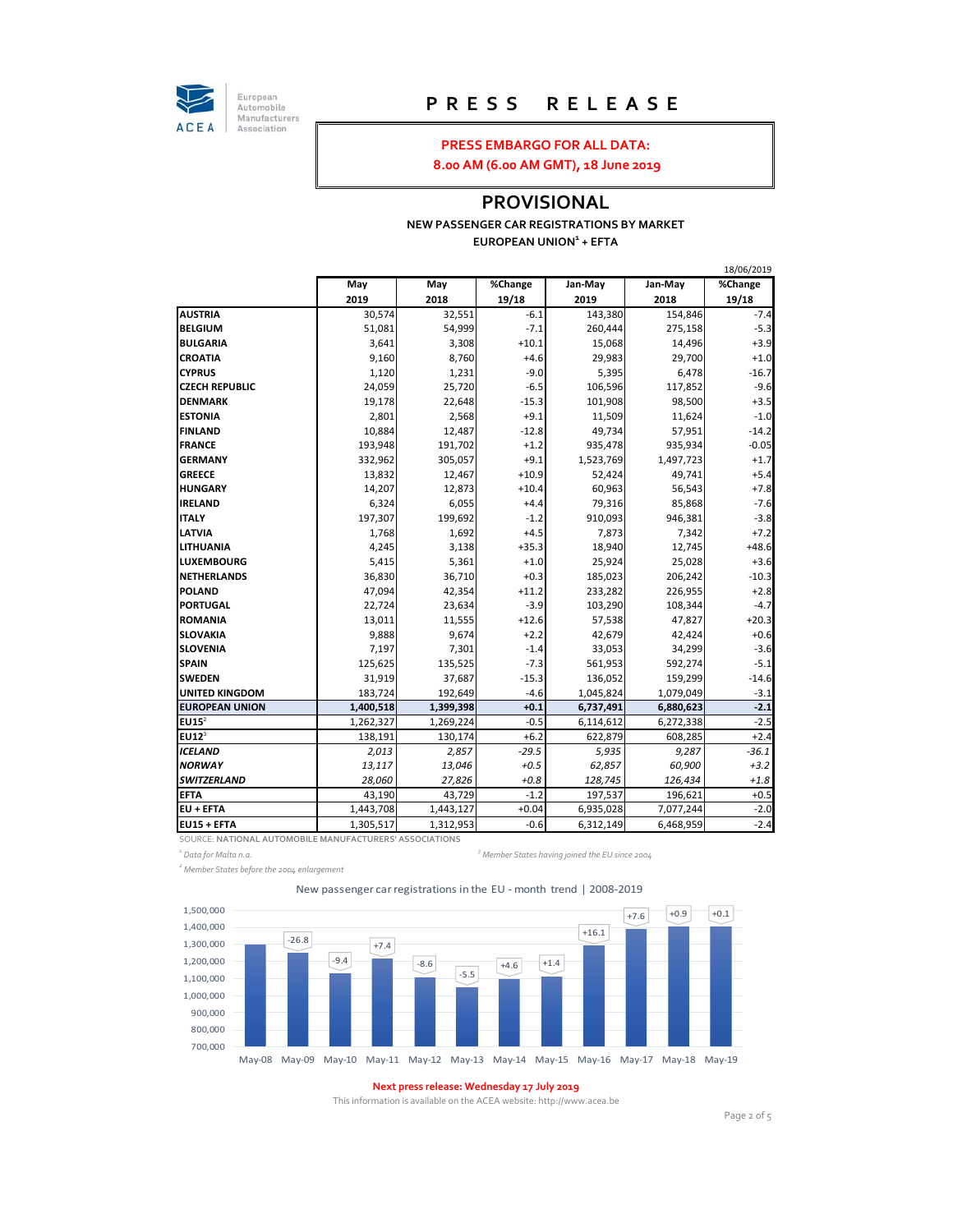# PRESS RELEASE

**PRESS EMBARGO FOR ALL DATA:**
**8.00 AM (6.00 AM GMT), 18 June 2019**

## PROVISIONAL

**NEW PASSENGER CAR REGISTRATIONS BY MARKET**
**EUROPEAN UNION[1] + EFTA**

18/06/2019

| | May 2019 | May 2018 | %Change 19/18 | Jan-May 2019 | Jan-May 2018 | %Change 19/18 |
|---|---|---|---|---|---|---|
| **AUSTRIA** | 30,574 | 32,551 | -6.1 | 143,380 | 154,846 | -7.4 |
| **BELGIUM** | 51,081 | 54,999 | -7.1 | 260,444 | 275,158 | -5.3 |
| **BULGARIA** | 3,641 | 3,308 | +10.1 | 15,068 | 14,496 | +3.9 |
| **CROATIA** | 9,160 | 8,760 | +4.6 | 29,983 | 29,700 | +1.0 |
| **CYPRUS** | 1,120 | 1,231 | -9.0 | 5,395 | 6,478 | -16.7 |
| **CZECH REPUBLIC** | 24,059 | 25,720 | -6.5 | 106,596 | 117,852 | -9.6 |
| **DENMARK** | 19,178 | 22,648 | -15.3 | 101,908 | 98,500 | +3.5 |
| **ESTONIA** | 2,801 | 2,568 | +9.1 | 11,509 | 11,624 | -1.0 |
| **FINLAND** | 10,884 | 12,487 | -12.8 | 49,734 | 57,951 | -14.2 |
| **FRANCE** | 193,948 | 191,702 | +1.2 | 935,478 | 935,934 | -0.05 |
| **GERMANY** | 332,962 | 305,057 | +9.1 | 1,523,769 | 1,497,723 | +1.7 |
| **GREECE** | 13,832 | 12,467 | +10.9 | 52,424 | 49,741 | +5.4 |
| **HUNGARY** | 14,207 | 12,873 | +10.4 | 60,963 | 56,543 | +7.8 |
| **IRELAND** | 6,324 | 6,055 | +4.4 | 79,316 | 85,868 | -7.6 |
| **ITALY** | 197,307 | 199,692 | -1.2 | 910,093 | 946,381 | -3.8 |
| **LATVIA** | 1,768 | 1,692 | +4.5 | 7,873 | 7,342 | +7.2 |
| **LITHUANIA** | 4,245 | 3,138 | +35.3 | 18,940 | 12,745 | +48.6 |
| **LUXEMBOURG** | 5,415 | 5,361 | +1.0 | 25,924 | 25,028 | +3.6 |
| **NETHERLANDS** | 36,830 | 36,710 | +0.3 | 185,023 | 206,242 | -10.3 |
| **POLAND** | 47,094 | 42,354 | +11.2 | 233,282 | 226,955 | +2.8 |
| **PORTUGAL** | 22,724 | 23,634 | -3.9 | 103,290 | 108,344 | -4.7 |
| **ROMANIA** | 13,011 | 11,555 | +12.6 | 57,538 | 47,827 | +20.3 |
| **SLOVAKIA** | 9,888 | 9,674 | +2.2 | 42,679 | 42,424 | +0.6 |
| **SLOVENIA** | 7,197 | 7,301 | -1.4 | 33,053 | 34,299 | -3.6 |
| **SPAIN** | 125,625 | 135,525 | -7.3 | 561,953 | 592,274 | -5.1 |
| **SWEDEN** | 31,919 | 37,687 | -15.3 | 136,052 | 159,299 | -14.6 |
| **UNITED KINGDOM** | 183,724 | 192,649 | -4.6 | 1,045,824 | 1,079,049 | -3.1 |
| **EUROPEAN UNION** | **1,400,518** | **1,399,398** | **+0.1** | **6,737,491** | **6,880,623** | **-2.1** |
| **EU15[2]** | 1,262,327 | 1,269,224 | -0.5 | 6,114,612 | 6,272,338 | -2.5 |
| **EU12[3]** | 138,191 | 130,174 | +6.2 | 622,879 | 608,285 | +2.4 |
| ***ICELAND*** | *2,013* | *2,857* | *-29.5* | *5,935* | *9,287* | *-36.1* |
| ***NORWAY*** | *13,117* | *13,046* | *+0.5* | *62,857* | *60,900* | *+3.2* |
| ***SWITZERLAND*** | *28,060* | *27,826* | *+0.8* | *128,745* | *126,434* | *+1.8* |
| **EFTA** | 43,190 | 43,729 | -1.2 | 197,537 | 196,621 | +0.5 |
| **EU + EFTA** | 1,443,708 | 1,443,127 | +0.04 | 6,935,028 | 7,077,244 | -2.0 |
| **EU15 + EFTA** | 1,305,517 | 1,312,953 | -0.6 | 6,312,149 | 6,468,959 | -2.4 |

SOURCE: **NATIONAL AUTOMOBILE MANUFACTURERS' ASSOCIATIONS**

*[1] Data for Malta n.a.*

*[2] Member States before the 2004 enlargement*

*[3] Member States having joined the EU since 2004*

New passenger car registrations in the EU - month trend | 2008-2019

1,500,000
1,400,000
1,300,000
1,200,000
1,100,000
1,000,000
900,000
800,000
700,000

-26.8 · -9.4 · +7.4 · -8.6 · -5.5 · +4.6 · +1.4 · +16.1 · +7.6 · +0.9 · +0.1

May-08 · May-09 · May-10 · May-11 · May-12 · May-13 · May-14 · May-15 · May-16 · May-17 · May-18 · May-19

**Next press release: Wednesday 17 July 2019**

This information is available on the ACEA website: http://www.acea.be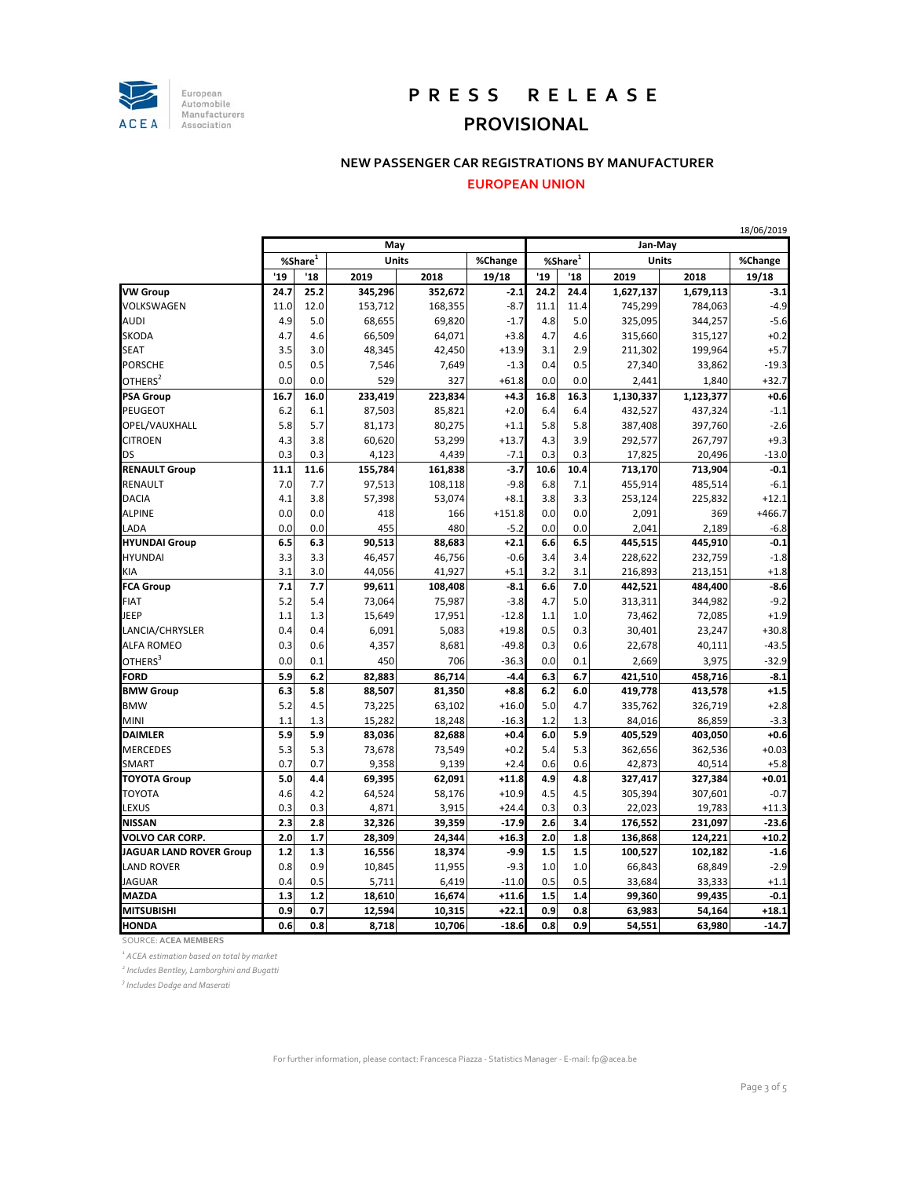# PRESS RELEASE

## PROVISIONAL

### NEW PASSENGER CAR REGISTRATIONS BY MANUFACTURER

### EUROPEAN UNION

18/06/2019

| | May | | | | | Jan-May | | | | |
|---|---|---|---|---|---|---|---|---|---|---|
| | %Share[1] | | Units | | %Change | %Share[1] | | Units | | %Change |
| | '19 | '18 | 2019 | 2018 | 19/18 | '19 | '18 | 2019 | 2018 | 19/18 |
| **VW Group** | **24.7** | **25.2** | **345,296** | **352,672** | **-2.1** | **24.2** | **24.4** | **1,627,137** | **1,679,113** | **-3.1** |
| VOLKSWAGEN | 11.0 | 12.0 | 153,712 | 168,355 | -8.7 | 11.1 | 11.4 | 745,299 | 784,063 | -4.9 |
| AUDI | 4.9 | 5.0 | 68,655 | 69,820 | -1.7 | 4.8 | 5.0 | 325,095 | 344,257 | -5.6 |
| SKODA | 4.7 | 4.6 | 66,509 | 64,071 | +3.8 | 4.7 | 4.6 | 315,660 | 315,127 | +0.2 |
| SEAT | 3.5 | 3.0 | 48,345 | 42,450 | +13.9 | 3.1 | 2.9 | 211,302 | 199,964 | +5.7 |
| PORSCHE | 0.5 | 0.5 | 7,546 | 7,649 | -1.3 | 0.4 | 0.5 | 27,340 | 33,862 | -19.3 |
| OTHERS[2] | 0.0 | 0.0 | 529 | 327 | +61.8 | 0.0 | 0.0 | 2,441 | 1,840 | +32.7 |
| **PSA Group** | **16.7** | **16.0** | **233,419** | **223,834** | **+4.3** | **16.8** | **16.3** | **1,130,337** | **1,123,377** | **+0.6** |
| PEUGEOT | 6.2 | 6.1 | 87,503 | 85,821 | +2.0 | 6.4 | 6.4 | 432,527 | 437,324 | -1.1 |
| OPEL/VAUXHALL | 5.8 | 5.7 | 81,173 | 80,275 | +1.1 | 5.8 | 5.8 | 387,408 | 397,760 | -2.6 |
| CITROEN | 4.3 | 3.8 | 60,620 | 53,299 | +13.7 | 4.3 | 3.9 | 292,577 | 267,797 | +9.3 |
| DS | 0.3 | 0.3 | 4,123 | 4,439 | -7.1 | 0.3 | 0.3 | 17,825 | 20,496 | -13.0 |
| **RENAULT Group** | **11.1** | **11.6** | **155,784** | **161,838** | **-3.7** | **10.6** | **10.4** | **713,170** | **713,904** | **-0.1** |
| RENAULT | 7.0 | 7.7 | 97,513 | 108,118 | -9.8 | 6.8 | 7.1 | 455,914 | 485,514 | -6.1 |
| DACIA | 4.1 | 3.8 | 57,398 | 53,074 | +8.1 | 3.8 | 3.3 | 253,124 | 225,832 | +12.1 |
| ALPINE | 0.0 | 0.0 | 418 | 166 | +151.8 | 0.0 | 0.0 | 2,091 | 369 | +466.7 |
| LADA | 0.0 | 0.0 | 455 | 480 | -5.2 | 0.0 | 0.0 | 2,041 | 2,189 | -6.8 |
| **HYUNDAI Group** | **6.5** | **6.3** | **90,513** | **88,683** | **+2.1** | **6.6** | **6.5** | **445,515** | **445,910** | **-0.1** |
| HYUNDAI | 3.3 | 3.3 | 46,457 | 46,756 | -0.6 | 3.4 | 3.4 | 228,622 | 232,759 | -1.8 |
| KIA | 3.1 | 3.0 | 44,056 | 41,927 | +5.1 | 3.2 | 3.1 | 216,893 | 213,151 | +1.8 |
| **FCA Group** | **7.1** | **7.7** | **99,611** | **108,408** | **-8.1** | **6.6** | **7.0** | **442,521** | **484,400** | **-8.6** |
| FIAT | 5.2 | 5.4 | 73,064 | 75,987 | -3.8 | 4.7 | 5.0 | 313,311 | 344,982 | -9.2 |
| JEEP | 1.1 | 1.3 | 15,649 | 17,951 | -12.8 | 1.1 | 1.0 | 73,462 | 72,085 | +1.9 |
| LANCIA/CHRYSLER | 0.4 | 0.4 | 6,091 | 5,083 | +19.8 | 0.5 | 0.3 | 30,401 | 23,247 | +30.8 |
| ALFA ROMEO | 0.3 | 0.6 | 4,357 | 8,681 | -49.8 | 0.3 | 0.6 | 22,678 | 40,111 | -43.5 |
| OTHERS[3] | 0.0 | 0.1 | 450 | 706 | -36.3 | 0.0 | 0.1 | 2,669 | 3,975 | -32.9 |
| **FORD** | **5.9** | **6.2** | **82,883** | **86,714** | **-4.4** | **6.3** | **6.7** | **421,510** | **458,716** | **-8.1** |
| **BMW Group** | **6.3** | **5.8** | **88,507** | **81,350** | **+8.8** | **6.2** | **6.0** | **419,778** | **413,578** | **+1.5** |
| BMW | 5.2 | 4.5 | 73,225 | 63,102 | +16.0 | 5.0 | 4.7 | 335,762 | 326,719 | +2.8 |
| MINI | 1.1 | 1.3 | 15,282 | 18,248 | -16.3 | 1.2 | 1.3 | 84,016 | 86,859 | -3.3 |
| **DAIMLER** | **5.9** | **5.9** | **83,036** | **82,688** | **+0.4** | **6.0** | **5.9** | **405,529** | **403,050** | **+0.6** |
| MERCEDES | 5.3 | 5.3 | 73,678 | 73,549 | +0.2 | 5.4 | 5.3 | 362,656 | 362,536 | +0.03 |
| SMART | 0.7 | 0.7 | 9,358 | 9,139 | +2.4 | 0.6 | 0.6 | 42,873 | 40,514 | +5.8 |
| **TOYOTA Group** | **5.0** | **4.4** | **69,395** | **62,091** | **+11.8** | **4.9** | **4.8** | **327,417** | **327,384** | **+0.01** |
| TOYOTA | 4.6 | 4.2 | 64,524 | 58,176 | +10.9 | 4.5 | 4.5 | 305,394 | 307,601 | -0.7 |
| LEXUS | 0.3 | 0.3 | 4,871 | 3,915 | +24.4 | 0.3 | 0.3 | 22,023 | 19,783 | +11.3 |
| **NISSAN** | **2.3** | **2.8** | **32,326** | **39,359** | **-17.9** | **2.6** | **3.4** | **176,552** | **231,097** | **-23.6** |
| **VOLVO CAR CORP.** | **2.0** | **1.7** | **28,309** | **24,344** | **+16.3** | **2.0** | **1.8** | **136,868** | **124,221** | **+10.2** |
| **JAGUAR LAND ROVER Group** | **1.2** | **1.3** | **16,556** | **18,374** | **-9.9** | **1.5** | **1.5** | **100,527** | **102,182** | **-1.6** |
| LAND ROVER | 0.8 | 0.9 | 10,845 | 11,955 | -9.3 | 1.0 | 1.0 | 66,843 | 68,849 | -2.9 |
| JAGUAR | 0.4 | 0.5 | 5,711 | 6,419 | -11.0 | 0.5 | 0.5 | 33,684 | 33,333 | +1.1 |
| **MAZDA** | **1.3** | **1.2** | **18,610** | **16,674** | **+11.6** | **1.5** | **1.4** | **99,360** | **99,435** | **-0.1** |
| **MITSUBISHI** | **0.9** | **0.7** | **12,594** | **10,315** | **+22.1** | **0.9** | **0.8** | **63,983** | **54,164** | **+18.1** |
| **HONDA** | **0.6** | **0.8** | **8,718** | **10,706** | **-18.6** | **0.8** | **0.9** | **54,551** | **63,980** | **-14.7** |

SOURCE: **ACEA MEMBERS**

*[1] ACEA estimation based on total by market*

*[2] Includes Bentley, Lamborghini and Bugatti*

*[3] Includes Dodge and Maserati*

For further information, please contact: Francesca Piazza - Statistics Manager - E-mail: fp@acea.be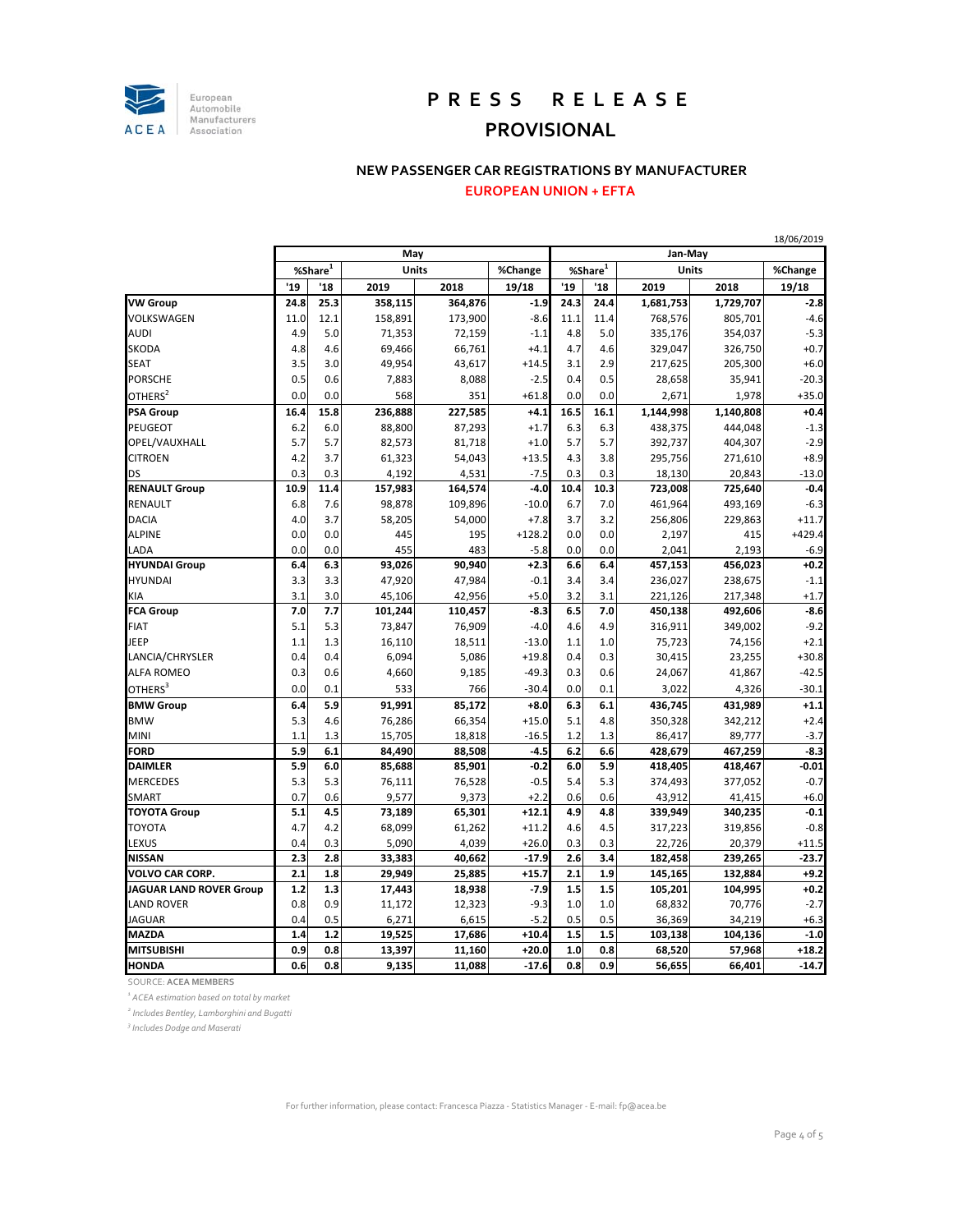# PRESS RELEASE

## PROVISIONAL

### NEW PASSENGER CAR REGISTRATIONS BY MANUFACTURER

### EUROPEAN UNION + EFTA

18/06/2019

| | May | | | | | Jan-May | | | | |
|---|---|---|---|---|---|---|---|---|---|---|
| | %Share[1] | | Units | | %Change | %Share[1] | | Units | | %Change |
| | '19 | '18 | 2019 | 2018 | 19/18 | '19 | '18 | 2019 | 2018 | 19/18 |
| **VW Group** | **24.8** | **25.3** | **358,115** | **364,876** | **-1.9** | **24.3** | **24.4** | **1,681,753** | **1,729,707** | **-2.8** |
| VOLKSWAGEN | 11.0 | 12.1 | 158,891 | 173,900 | -8.6 | 11.1 | 11.4 | 768,576 | 805,701 | -4.6 |
| AUDI | 4.9 | 5.0 | 71,353 | 72,159 | -1.1 | 4.8 | 5.0 | 335,176 | 354,037 | -5.3 |
| SKODA | 4.8 | 4.6 | 69,466 | 66,761 | +4.1 | 4.7 | 4.6 | 329,047 | 326,750 | +0.7 |
| SEAT | 3.5 | 3.0 | 49,954 | 43,617 | +14.5 | 3.1 | 2.9 | 217,625 | 205,300 | +6.0 |
| PORSCHE | 0.5 | 0.6 | 7,883 | 8,088 | -2.5 | 0.4 | 0.5 | 28,658 | 35,941 | -20.3 |
| OTHERS[2] | 0.0 | 0.0 | 568 | 351 | +61.8 | 0.0 | 0.0 | 2,671 | 1,978 | +35.0 |
| **PSA Group** | **16.4** | **15.8** | **236,888** | **227,585** | **+4.1** | **16.5** | **16.1** | **1,144,998** | **1,140,808** | **+0.4** |
| PEUGEOT | 6.2 | 6.0 | 88,800 | 87,293 | +1.7 | 6.3 | 6.3 | 438,375 | 444,048 | -1.3 |
| OPEL/VAUXHALL | 5.7 | 5.7 | 82,573 | 81,718 | +1.0 | 5.7 | 5.7 | 392,737 | 404,307 | -2.9 |
| CITROEN | 4.2 | 3.7 | 61,323 | 54,043 | +13.5 | 4.3 | 3.8 | 295,756 | 271,610 | +8.9 |
| DS | 0.3 | 0.3 | 4,192 | 4,531 | -7.5 | 0.3 | 0.3 | 18,130 | 20,843 | -13.0 |
| **RENAULT Group** | **10.9** | **11.4** | **157,983** | **164,574** | **-4.0** | **10.4** | **10.3** | **723,008** | **725,640** | **-0.4** |
| RENAULT | 6.8 | 7.6 | 98,878 | 109,896 | -10.0 | 6.7 | 7.0 | 461,964 | 493,169 | -6.3 |
| DACIA | 4.0 | 3.7 | 58,205 | 54,000 | +7.8 | 3.7 | 3.2 | 256,806 | 229,863 | +11.7 |
| ALPINE | 0.0 | 0.0 | 445 | 195 | +128.2 | 0.0 | 0.0 | 2,197 | 415 | +429.4 |
| LADA | 0.0 | 0.0 | 455 | 483 | -5.8 | 0.0 | 0.0 | 2,041 | 2,193 | -6.9 |
| **HYUNDAI Group** | **6.4** | **6.3** | **93,026** | **90,940** | **+2.3** | **6.6** | **6.4** | **457,153** | **456,023** | **+0.2** |
| HYUNDAI | 3.3 | 3.3 | 47,920 | 47,984 | -0.1 | 3.4 | 3.4 | 236,027 | 238,675 | -1.1 |
| KIA | 3.1 | 3.0 | 45,106 | 42,956 | +5.0 | 3.2 | 3.1 | 221,126 | 217,348 | +1.7 |
| **FCA Group** | **7.0** | **7.7** | **101,244** | **110,457** | **-8.3** | **6.5** | **7.0** | **450,138** | **492,606** | **-8.6** |
| FIAT | 5.1 | 5.3 | 73,847 | 76,909 | -4.0 | 4.6 | 4.9 | 316,911 | 349,002 | -9.2 |
| JEEP | 1.1 | 1.3 | 16,110 | 18,511 | -13.0 | 1.1 | 1.0 | 75,723 | 74,156 | +2.1 |
| LANCIA/CHRYSLER | 0.4 | 0.4 | 6,094 | 5,086 | +19.8 | 0.4 | 0.3 | 30,415 | 23,255 | +30.8 |
| ALFA ROMEO | 0.3 | 0.6 | 4,660 | 9,185 | -49.3 | 0.3 | 0.6 | 24,067 | 41,867 | -42.5 |
| OTHERS[3] | 0.0 | 0.1 | 533 | 766 | -30.4 | 0.0 | 0.1 | 3,022 | 4,326 | -30.1 |
| **BMW Group** | **6.4** | **5.9** | **91,991** | **85,172** | **+8.0** | **6.3** | **6.1** | **436,745** | **431,989** | **+1.1** |
| BMW | 5.3 | 4.6 | 76,286 | 66,354 | +15.0 | 5.1 | 4.8 | 350,328 | 342,212 | +2.4 |
| MINI | 1.1 | 1.3 | 15,705 | 18,818 | -16.5 | 1.2 | 1.3 | 86,417 | 89,777 | -3.7 |
| **FORD** | **5.9** | **6.1** | **84,490** | **88,508** | **-4.5** | **6.2** | **6.6** | **428,679** | **467,259** | **-8.3** |
| **DAIMLER** | **5.9** | **6.0** | **85,688** | **85,901** | **-0.2** | **6.0** | **5.9** | **418,405** | **418,467** | **-0.01** |
| MERCEDES | 5.3 | 5.3 | 76,111 | 76,528 | -0.5 | 5.4 | 5.3 | 374,493 | 377,052 | -0.7 |
| SMART | 0.7 | 0.6 | 9,577 | 9,373 | +2.2 | 0.6 | 0.6 | 43,912 | 41,415 | +6.0 |
| **TOYOTA Group** | **5.1** | **4.5** | **73,189** | **65,301** | **+12.1** | **4.9** | **4.8** | **339,949** | **340,235** | **-0.1** |
| TOYOTA | 4.7 | 4.2 | 68,099 | 61,262 | +11.2 | 4.6 | 4.5 | 317,223 | 319,856 | -0.8 |
| LEXUS | 0.4 | 0.3 | 5,090 | 4,039 | +26.0 | 0.3 | 0.3 | 22,726 | 20,379 | +11.5 |
| **NISSAN** | **2.3** | **2.8** | **33,383** | **40,662** | **-17.9** | **2.6** | **3.4** | **182,458** | **239,265** | **-23.7** |
| **VOLVO CAR CORP.** | **2.1** | **1.8** | **29,949** | **25,885** | **+15.7** | **2.1** | **1.9** | **145,165** | **132,884** | **+9.2** |
| **JAGUAR LAND ROVER Group** | **1.2** | **1.3** | **17,443** | **18,938** | **-7.9** | **1.5** | **1.5** | **105,201** | **104,995** | **+0.2** |
| LAND ROVER | 0.8 | 0.9 | 11,172 | 12,323 | -9.3 | 1.0 | 1.0 | 68,832 | 70,776 | -2.7 |
| JAGUAR | 0.4 | 0.5 | 6,271 | 6,615 | -5.2 | 0.5 | 0.5 | 36,369 | 34,219 | +6.3 |
| **MAZDA** | **1.4** | **1.2** | **19,525** | **17,686** | **+10.4** | **1.5** | **1.5** | **103,138** | **104,136** | **-1.0** |
| **MITSUBISHI** | **0.9** | **0.8** | **13,397** | **11,160** | **+20.0** | **1.0** | **0.8** | **68,520** | **57,968** | **+18.2** |
| **HONDA** | **0.6** | **0.8** | **9,135** | **11,088** | **-17.6** | **0.8** | **0.9** | **56,655** | **66,401** | **-14.7** |

SOURCE: **ACEA MEMBERS**

*[1] ACEA estimation based on total by market*

*[2] Includes Bentley, Lamborghini and Bugatti*

*[3] Includes Dodge and Maserati*

For further information, please contact: Francesca Piazza - Statistics Manager - E-mail: fp@acea.be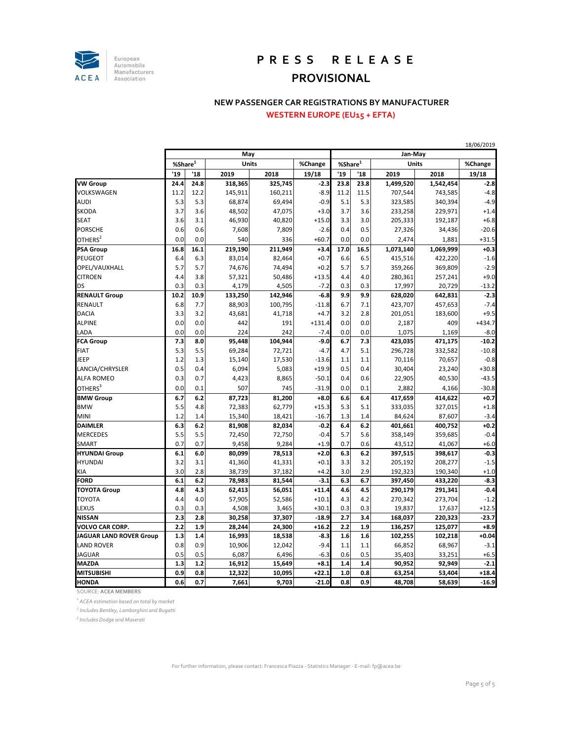# PRESS RELEASE

## PROVISIONAL

### NEW PASSENGER CAR REGISTRATIONS BY MANUFACTURER

### WESTERN EUROPE (EU15 + EFTA)

18/06/2019

| | May | | | | | Jan-May | | | | |
|---|---|---|---|---|---|---|---|---|---|---|
| | %Share[1] | | Units | | %Change | %Share[1] | | Units | | %Change |
| | '19 | '18 | 2019 | 2018 | 19/18 | '19 | '18 | 2019 | 2018 | 19/18 |
| **VW Group** | **24.4** | **24.8** | **318,365** | **325,745** | **-2.3** | **23.8** | **23.8** | **1,499,520** | **1,542,454** | **-2.8** |
| VOLKSWAGEN | 11.2 | 12.2 | 145,911 | 160,211 | -8.9 | 11.2 | 11.5 | 707,544 | 743,585 | -4.8 |
| AUDI | 5.3 | 5.3 | 68,874 | 69,494 | -0.9 | 5.1 | 5.3 | 323,585 | 340,394 | -4.9 |
| SKODA | 3.7 | 3.6 | 48,502 | 47,075 | +3.0 | 3.7 | 3.6 | 233,258 | 229,971 | +1.4 |
| SEAT | 3.6 | 3.1 | 46,930 | 40,820 | +15.0 | 3.3 | 3.0 | 205,333 | 192,187 | +6.8 |
| PORSCHE | 0.6 | 0.6 | 7,608 | 7,809 | -2.6 | 0.4 | 0.5 | 27,326 | 34,436 | -20.6 |
| OTHERS[2] | 0.0 | 0.0 | 540 | 336 | +60.7 | 0.0 | 0.0 | 2,474 | 1,881 | +31.5 |
| **PSA Group** | **16.8** | **16.1** | **219,190** | **211,949** | **+3.4** | **17.0** | **16.5** | **1,073,140** | **1,069,999** | **+0.3** |
| PEUGEOT | 6.4 | 6.3 | 83,014 | 82,464 | +0.7 | 6.6 | 6.5 | 415,516 | 422,220 | -1.6 |
| OPEL/VAUXHALL | 5.7 | 5.7 | 74,676 | 74,494 | +0.2 | 5.7 | 5.7 | 359,266 | 369,809 | -2.9 |
| CITROEN | 4.4 | 3.8 | 57,321 | 50,486 | +13.5 | 4.4 | 4.0 | 280,361 | 257,241 | +9.0 |
| DS | 0.3 | 0.3 | 4,179 | 4,505 | -7.2 | 0.3 | 0.3 | 17,997 | 20,729 | -13.2 |
| **RENAULT Group** | **10.2** | **10.9** | **133,250** | **142,946** | **-6.8** | **9.9** | **9.9** | **628,020** | **642,831** | **-2.3** |
| RENAULT | 6.8 | 7.7 | 88,903 | 100,795 | -11.8 | 6.7 | 7.1 | 423,707 | 457,653 | -7.4 |
| DACIA | 3.3 | 3.2 | 43,681 | 41,718 | +4.7 | 3.2 | 2.8 | 201,051 | 183,600 | +9.5 |
| ALPINE | 0.0 | 0.0 | 442 | 191 | +131.4 | 0.0 | 0.0 | 2,187 | 409 | +434.7 |
| LADA | 0.0 | 0.0 | 224 | 242 | -7.4 | 0.0 | 0.0 | 1,075 | 1,169 | -8.0 |
| **FCA Group** | **7.3** | **8.0** | **95,448** | **104,944** | **-9.0** | **6.7** | **7.3** | **423,035** | **471,175** | **-10.2** |
| FIAT | 5.3 | 5.5 | 69,284 | 72,721 | -4.7 | 4.7 | 5.1 | 296,728 | 332,582 | -10.8 |
| JEEP | 1.2 | 1.3 | 15,140 | 17,530 | -13.6 | 1.1 | 1.1 | 70,116 | 70,657 | -0.8 |
| LANCIA/CHRYSLER | 0.5 | 0.4 | 6,094 | 5,083 | +19.9 | 0.5 | 0.4 | 30,404 | 23,240 | +30.8 |
| ALFA ROMEO | 0.3 | 0.7 | 4,423 | 8,865 | -50.1 | 0.4 | 0.6 | 22,905 | 40,530 | -43.5 |
| OTHERS[3] | 0.0 | 0.1 | 507 | 745 | -31.9 | 0.0 | 0.1 | 2,882 | 4,166 | -30.8 |
| **BMW Group** | **6.7** | **6.2** | **87,723** | **81,200** | **+8.0** | **6.6** | **6.4** | **417,659** | **414,622** | **+0.7** |
| BMW | 5.5 | 4.8 | 72,383 | 62,779 | +15.3 | 5.3 | 5.1 | 333,035 | 327,015 | +1.8 |
| MINI | 1.2 | 1.4 | 15,340 | 18,421 | -16.7 | 1.3 | 1.4 | 84,624 | 87,607 | -3.4 |
| **DAIMLER** | **6.3** | **6.2** | **81,908** | **82,034** | **-0.2** | **6.4** | **6.2** | **401,661** | **400,752** | **+0.2** |
| MERCEDES | 5.5 | 5.5 | 72,450 | 72,750 | -0.4 | 5.7 | 5.6 | 358,149 | 359,685 | -0.4 |
| SMART | 0.7 | 0.7 | 9,458 | 9,284 | +1.9 | 0.7 | 0.6 | 43,512 | 41,067 | +6.0 |
| **HYUNDAI Group** | **6.1** | **6.0** | **80,099** | **78,513** | **+2.0** | **6.3** | **6.2** | **397,515** | **398,617** | **-0.3** |
| HYUNDAI | 3.2 | 3.1 | 41,360 | 41,331 | +0.1 | 3.3 | 3.2 | 205,192 | 208,277 | -1.5 |
| KIA | 3.0 | 2.8 | 38,739 | 37,182 | +4.2 | 3.0 | 2.9 | 192,323 | 190,340 | +1.0 |
| **FORD** | **6.1** | **6.2** | **78,983** | **81,544** | **-3.1** | **6.3** | **6.7** | **397,450** | **433,220** | **-8.3** |
| **TOYOTA Group** | **4.8** | **4.3** | **62,413** | **56,051** | **+11.4** | **4.6** | **4.5** | **290,179** | **291,341** | **-0.4** |
| TOYOTA | 4.4 | 4.0 | 57,905 | 52,586 | +10.1 | 4.3 | 4.2 | 270,342 | 273,704 | -1.2 |
| LEXUS | 0.3 | 0.3 | 4,508 | 3,465 | +30.1 | 0.3 | 0.3 | 19,837 | 17,637 | +12.5 |
| **NISSAN** | **2.3** | **2.8** | **30,258** | **37,307** | **-18.9** | **2.7** | **3.4** | **168,037** | **220,323** | **-23.7** |
| **VOLVO CAR CORP.** | **2.2** | **1.9** | **28,244** | **24,300** | **+16.2** | **2.2** | **1.9** | **136,257** | **125,077** | **+8.9** |
| **JAGUAR LAND ROVER Group** | **1.3** | **1.4** | **16,993** | **18,538** | **-8.3** | **1.6** | **1.6** | **102,255** | **102,218** | **+0.04** |
| LAND ROVER | 0.8 | 0.9 | 10,906 | 12,042 | -9.4 | 1.1 | 1.1 | 66,852 | 68,967 | -3.1 |
| JAGUAR | 0.5 | 0.5 | 6,087 | 6,496 | -6.3 | 0.6 | 0.5 | 35,403 | 33,251 | +6.5 |
| **MAZDA** | **1.3** | **1.2** | **16,912** | **15,649** | **+8.1** | **1.4** | **1.4** | **90,952** | **92,949** | **-2.1** |
| **MITSUBISHI** | **0.9** | **0.8** | **12,322** | **10,095** | **+22.1** | **1.0** | **0.8** | **63,254** | **53,404** | **+18.4** |
| **HONDA** | **0.6** | **0.7** | **7,661** | **9,703** | **-21.0** | **0.8** | **0.9** | **48,708** | **58,639** | **-16.9** |

SOURCE: **ACEA MEMBERS**

*[1] ACEA estimation based on total by market*

*[2] Includes Bentley, Lamborghini and Bugatti*

*[3] Includes Dodge and Maserati*

For further information, please contact: Francesca Piazza - Statistics Manager - E-mail: fp@acea.be